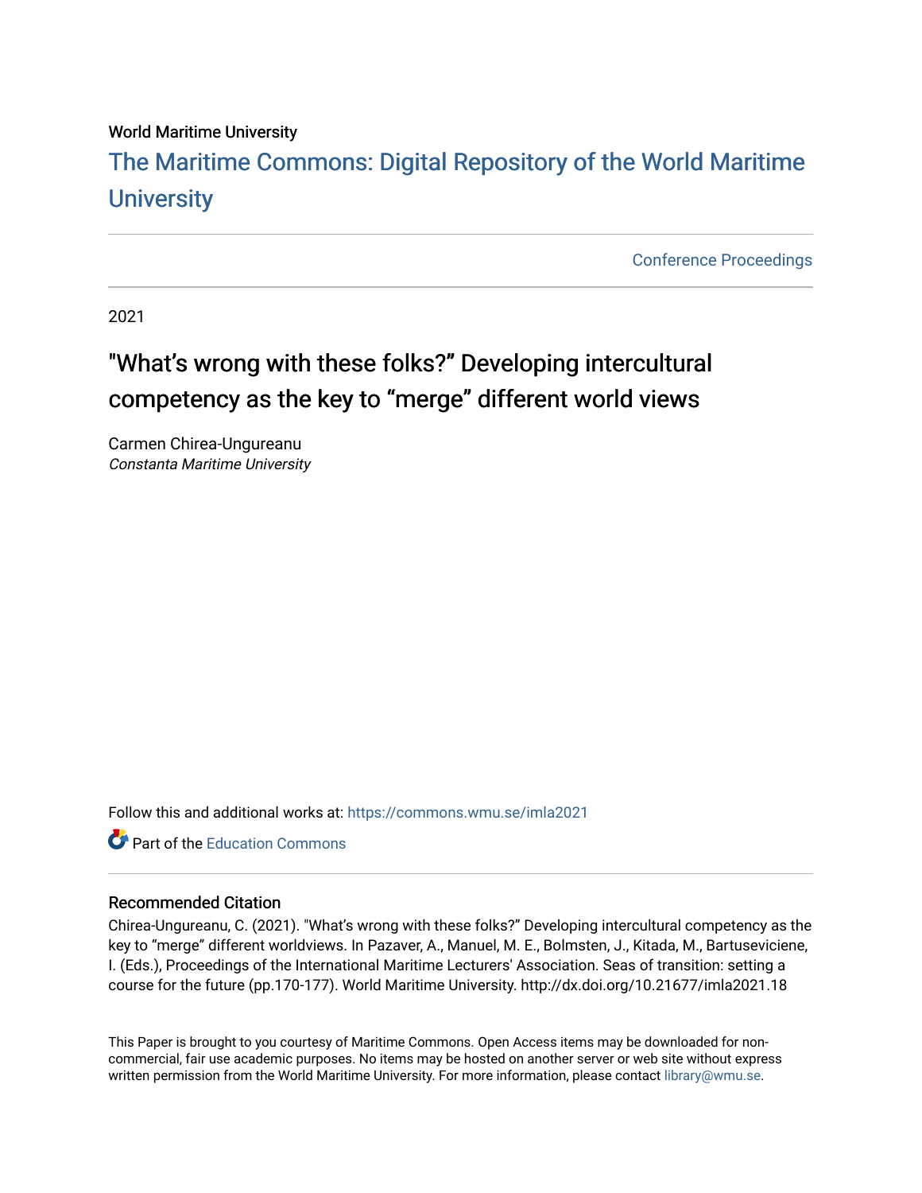World Maritime University

[The Maritime Commons: Digital Repository of the World Maritime University](https://commons.wmu.se)

Conference Proceedings

2021

# "What's wrong with these folks?" Developing intercultural competency as the key to "merge" different world views

Carmen Chirea-Ungureanu
*Constanta Maritime University*

Follow this and additional works at: https://commons.wmu.se/imla2021

Part of the Education Commons

## Recommended Citation

Chirea-Ungureanu, C. (2021). "What's wrong with these folks?" Developing intercultural competency as the key to "merge" different worldviews. In Pazaver, A., Manuel, M. E., Bolmsten, J., Kitada, M., Bartuseviciene, I. (Eds.), Proceedings of the International Maritime Lecturers' Association. Seas of transition: setting a course for the future (pp.170-177). World Maritime University. http://dx.doi.org/10.21677/imla2021.18

This Paper is brought to you courtesy of Maritime Commons. Open Access items may be downloaded for non-commercial, fair use academic purposes. No items may be hosted on another server or web site without express written permission from the World Maritime University. For more information, please contact library@wmu.se.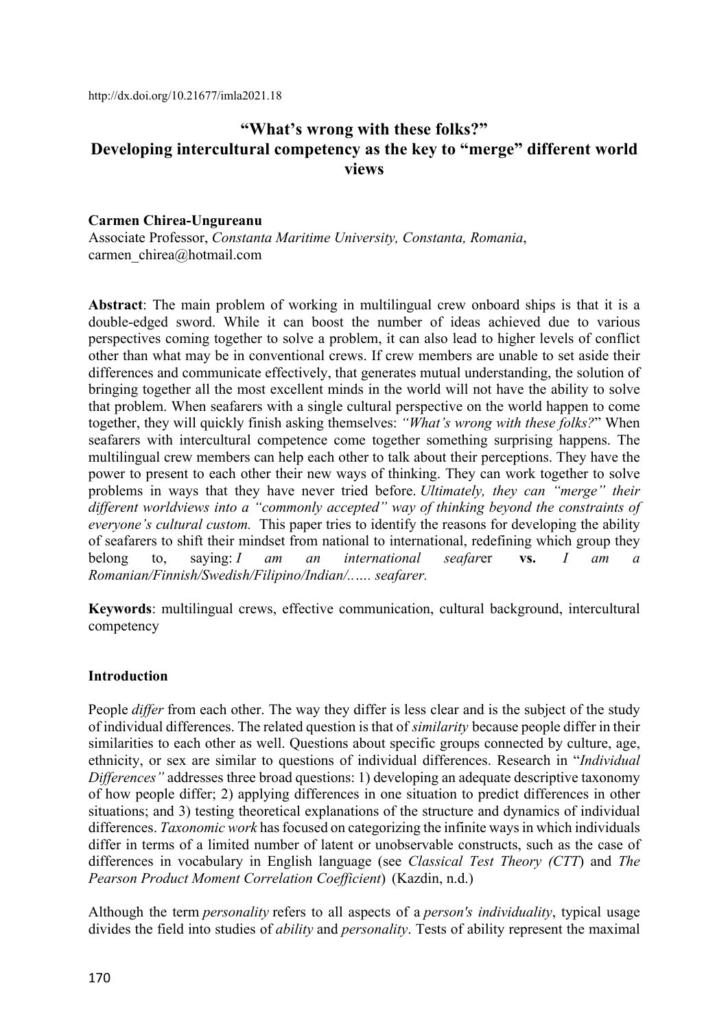http://dx.doi.org/10.21677/imla2021.18

# "What's wrong with these folks?" Developing intercultural competency as the key to "merge" different world views

**Carmen Chirea-Ungureanu**
Associate Professor, *Constanta Maritime University, Constanta, Romania*, carmen_chirea@hotmail.com

**Abstract**: The main problem of working in multilingual crew onboard ships is that it is a double-edged sword. While it can boost the number of ideas achieved due to various perspectives coming together to solve a problem, it can also lead to higher levels of conflict other than what may be in conventional crews. If crew members are unable to set aside their differences and communicate effectively, that generates mutual understanding, the solution of bringing together all the most excellent minds in the world will not have the ability to solve that problem. When seafarers with a single cultural perspective on the world happen to come together, they will quickly finish asking themselves: *"What's wrong with these folks?"* When seafarers with intercultural competence come together something surprising happens. The multilingual crew members can help each other to talk about their perceptions. They have the power to present to each other their new ways of thinking. They can work together to solve problems in ways that they have never tried before. *Ultimately, they can "merge" their different worldviews into a "commonly accepted" way of thinking beyond the constraints of everyone's cultural custom.* This paper tries to identify the reasons for developing the ability of seafarers to shift their mindset from national to international, redefining which group they belong to, saying: *I am an international seafarer* **vs.** *I am a Romanian/Finnish/Swedish/Filipino/Indian/…… seafarer.*

**Keywords**: multilingual crews, effective communication, cultural background, intercultural competency

## Introduction

People *differ* from each other. The way they differ is less clear and is the subject of the study of individual differences. The related question is that of *similarity* because people differ in their similarities to each other as well. Questions about specific groups connected by culture, age, ethnicity, or sex are similar to questions of individual differences. Research in "*Individual Differences"* addresses three broad questions: 1) developing an adequate descriptive taxonomy of how people differ; 2) applying differences in one situation to predict differences in other situations; and 3) testing theoretical explanations of the structure and dynamics of individual differences. *Taxonomic work* has focused on categorizing the infinite ways in which individuals differ in terms of a limited number of latent or unobservable constructs, such as the case of differences in vocabulary in English language (see *Classical Test Theory (CTT*) and *The Pearson Product Moment Correlation Coefficient*) (Kazdin, n.d.)

Although the term *personality* refers to all aspects of a *person's individuality*, typical usage divides the field into studies of *ability* and *personality*. Tests of ability represent the maximal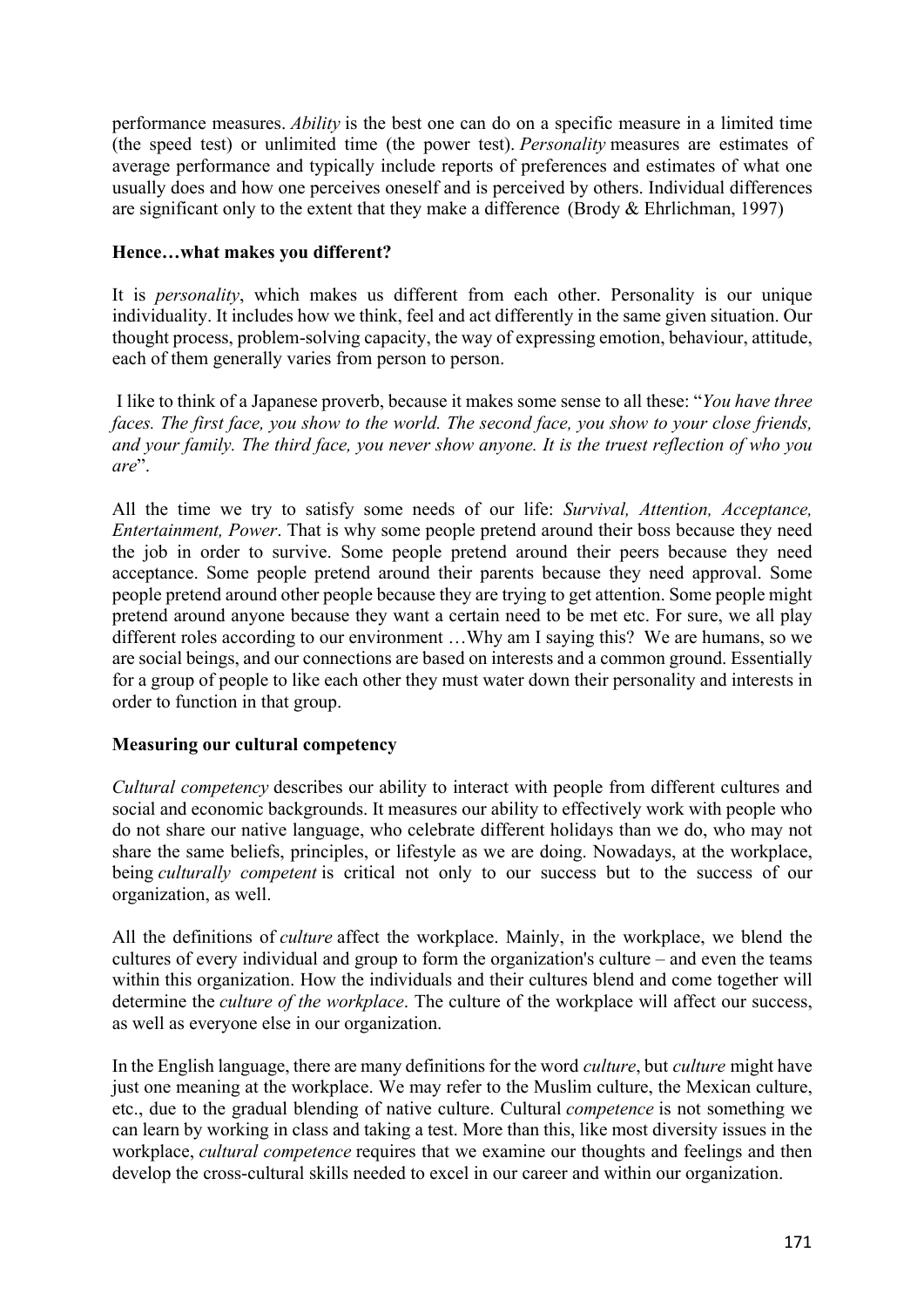performance measures. *Ability* is the best one can do on a specific measure in a limited time (the speed test) or unlimited time (the power test). *Personality* measures are estimates of average performance and typically include reports of preferences and estimates of what one usually does and how one perceives oneself and is perceived by others. Individual differences are significant only to the extent that they make a difference (Brody & Ehrlichman, 1997)

**Hence…what makes you different?**

It is *personality*, which makes us different from each other. Personality is our unique individuality. It includes how we think, feel and act differently in the same given situation. Our thought process, problem-solving capacity, the way of expressing emotion, behaviour, attitude, each of them generally varies from person to person.

I like to think of a Japanese proverb, because it makes some sense to all these: "*You have three faces. The first face, you show to the world. The second face, you show to your close friends, and your family. The third face, you never show anyone. It is the truest reflection of who you are*".

All the time we try to satisfy some needs of our life: *Survival, Attention, Acceptance, Entertainment, Power*. That is why some people pretend around their boss because they need the job in order to survive. Some people pretend around their peers because they need acceptance. Some people pretend around their parents because they need approval. Some people pretend around other people because they are trying to get attention. Some people might pretend around anyone because they want a certain need to be met etc. For sure, we all play different roles according to our environment …Why am I saying this? We are humans, so we are social beings, and our connections are based on interests and a common ground. Essentially for a group of people to like each other they must water down their personality and interests in order to function in that group.

**Measuring our cultural competency**

*Cultural competency* describes our ability to interact with people from different cultures and social and economic backgrounds. It measures our ability to effectively work with people who do not share our native language, who celebrate different holidays than we do, who may not share the same beliefs, principles, or lifestyle as we are doing. Nowadays, at the workplace, being *culturally competent* is critical not only to our success but to the success of our organization, as well.

All the definitions of *culture* affect the workplace. Mainly, in the workplace, we blend the cultures of every individual and group to form the organization's culture – and even the teams within this organization. How the individuals and their cultures blend and come together will determine the *culture of the workplace*. The culture of the workplace will affect our success, as well as everyone else in our organization.

In the English language, there are many definitions for the word *culture*, but *culture* might have just one meaning at the workplace. We may refer to the Muslim culture, the Mexican culture, etc., due to the gradual blending of native culture. Cultural *competence* is not something we can learn by working in class and taking a test. More than this, like most diversity issues in the workplace, *cultural competence* requires that we examine our thoughts and feelings and then develop the cross-cultural skills needed to excel in our career and within our organization.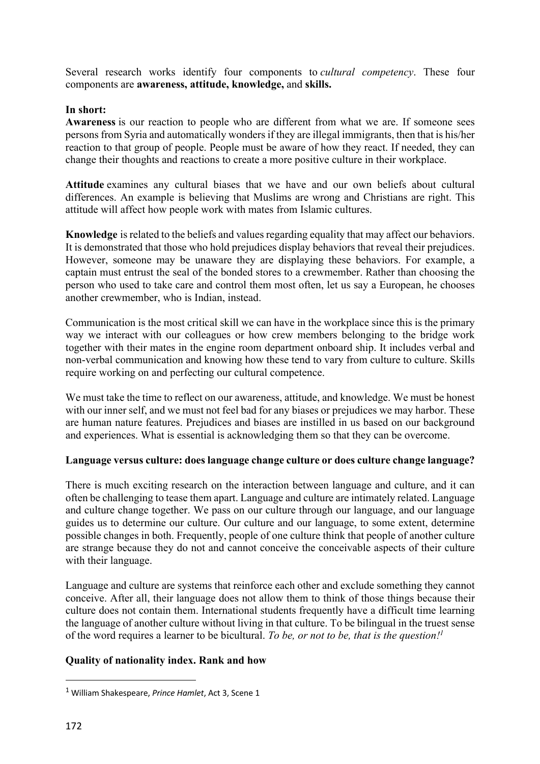Several research works identify four components to *cultural competency*. These four components are **awareness, attitude, knowledge,** and **skills.**

**In short:**

**Awareness** is our reaction to people who are different from what we are. If someone sees persons from Syria and automatically wonders if they are illegal immigrants, then that is his/her reaction to that group of people. People must be aware of how they react. If needed, they can change their thoughts and reactions to create a more positive culture in their workplace.

**Attitude** examines any cultural biases that we have and our own beliefs about cultural differences. An example is believing that Muslims are wrong and Christians are right. This attitude will affect how people work with mates from Islamic cultures.

**Knowledge** is related to the beliefs and values regarding equality that may affect our behaviors. It is demonstrated that those who hold prejudices display behaviors that reveal their prejudices. However, someone may be unaware they are displaying these behaviors. For example, a captain must entrust the seal of the bonded stores to a crewmember. Rather than choosing the person who used to take care and control them most often, let us say a European, he chooses another crewmember, who is Indian, instead.

Communication is the most critical skill we can have in the workplace since this is the primary way we interact with our colleagues or how crew members belonging to the bridge work together with their mates in the engine room department onboard ship. It includes verbal and non-verbal communication and knowing how these tend to vary from culture to culture. Skills require working on and perfecting our cultural competence.

We must take the time to reflect on our awareness, attitude, and knowledge. We must be honest with our inner self, and we must not feel bad for any biases or prejudices we may harbor. These are human nature features. Prejudices and biases are instilled in us based on our background and experiences. What is essential is acknowledging them so that they can be overcome.

**Language versus culture: does language change culture or does culture change language?**

There is much exciting research on the interaction between language and culture, and it can often be challenging to tease them apart. Language and culture are intimately related. Language and culture change together. We pass on our culture through our language, and our language guides us to determine our culture. Our culture and our language, to some extent, determine possible changes in both. Frequently, people of one culture think that people of another culture are strange because they do not and cannot conceive the conceivable aspects of their culture with their language.

Language and culture are systems that reinforce each other and exclude something they cannot conceive. After all, their language does not allow them to think of those things because their culture does not contain them. International students frequently have a difficult time learning the language of another culture without living in that culture. To be bilingual in the truest sense of the word requires a learner to be bicultural. *To be, or not to be, that is the question!*[1]

**Quality of nationality index. Rank and how**

[1] William Shakespeare, *Prince Hamlet*, Act 3, Scene 1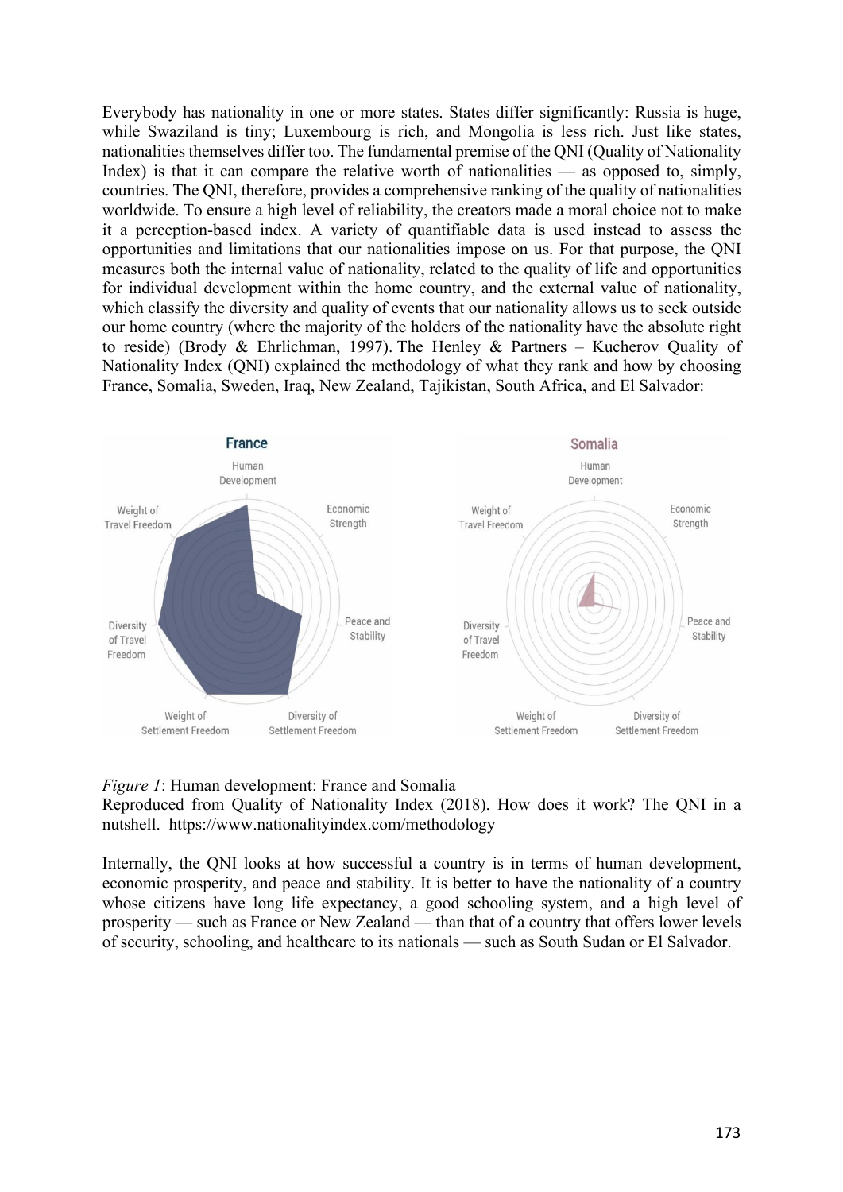Everybody has nationality in one or more states. States differ significantly: Russia is huge, while Swaziland is tiny; Luxembourg is rich, and Mongolia is less rich. Just like states, nationalities themselves differ too. The fundamental premise of the QNI (Quality of Nationality Index) is that it can compare the relative worth of nationalities — as opposed to, simply, countries. The QNI, therefore, provides a comprehensive ranking of the quality of nationalities worldwide. To ensure a high level of reliability, the creators made a moral choice not to make it a perception-based index. A variety of quantifiable data is used instead to assess the opportunities and limitations that our nationalities impose on us. For that purpose, the QNI measures both the internal value of nationality, related to the quality of life and opportunities for individual development within the home country, and the external value of nationality, which classify the diversity and quality of events that our nationality allows us to seek outside our home country (where the majority of the holders of the nationality have the absolute right to reside) (Brody & Ehrlichman, 1997). The Henley & Partners – Kucherov Quality of Nationality Index (QNI) explained the methodology of what they rank and how by choosing France, Somalia, Sweden, Iraq, New Zealand, Tajikistan, South Africa, and El Salvador:

*Figure 1*: Human development: France and Somalia
Reproduced from Quality of Nationality Index (2018). How does it work? The QNI in a nutshell. https://www.nationalityindex.com/methodology

Internally, the QNI looks at how successful a country is in terms of human development, economic prosperity, and peace and stability. It is better to have the nationality of a country whose citizens have long life expectancy, a good schooling system, and a high level of prosperity — such as France or New Zealand — than that of a country that offers lower levels of security, schooling, and healthcare to its nationals — such as South Sudan or El Salvador.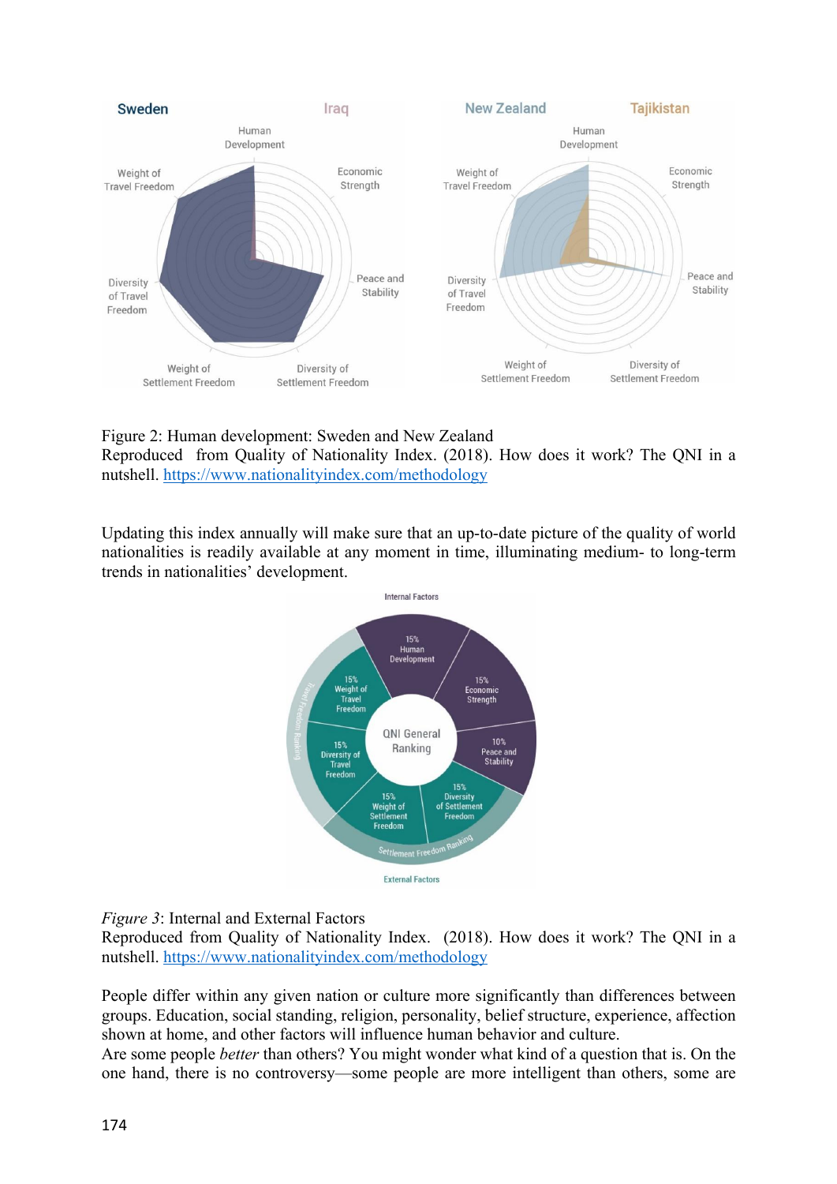Figure 2: Human development: Sweden and New Zealand
Reproduced from Quality of Nationality Index. (2018). How does it work? The QNI in a nutshell. https://www.nationalityindex.com/methodology

Updating this index annually will make sure that an up-to-date picture of the quality of world nationalities is readily available at any moment in time, illuminating medium- to long-term trends in nationalities' development.

*Figure 3*: Internal and External Factors
Reproduced from Quality of Nationality Index. (2018). How does it work? The QNI in a nutshell. https://www.nationalityindex.com/methodology

People differ within any given nation or culture more significantly than differences between groups. Education, social standing, religion, personality, belief structure, experience, affection shown at home, and other factors will influence human behavior and culture.
Are some people *better* than others? You might wonder what kind of a question that is. On the one hand, there is no controversy—some people are more intelligent than others, some are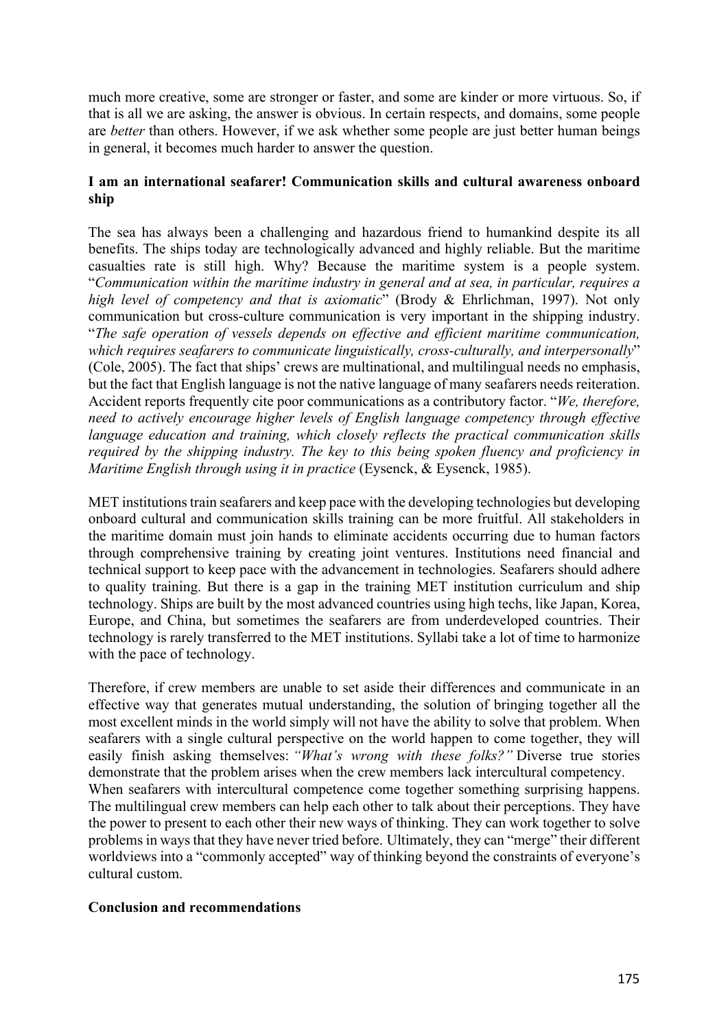much more creative, some are stronger or faster, and some are kinder or more virtuous. So, if that is all we are asking, the answer is obvious. In certain respects, and domains, some people are *better* than others. However, if we ask whether some people are just better human beings in general, it becomes much harder to answer the question.

## I am an international seafarer! Communication skills and cultural awareness onboard ship

The sea has always been a challenging and hazardous friend to humankind despite its all benefits. The ships today are technologically advanced and highly reliable. But the maritime casualties rate is still high. Why? Because the maritime system is a people system. "*Communication within the maritime industry in general and at sea, in particular, requires a high level of competency and that is axiomatic*" (Brody & Ehrlichman, 1997). Not only communication but cross-culture communication is very important in the shipping industry. "*The safe operation of vessels depends on effective and efficient maritime communication, which requires seafarers to communicate linguistically, cross-culturally, and interpersonally*" (Cole, 2005). The fact that ships' crews are multinational, and multilingual needs no emphasis, but the fact that English language is not the native language of many seafarers needs reiteration. Accident reports frequently cite poor communications as a contributory factor. "*We, therefore, need to actively encourage higher levels of English language competency through effective language education and training, which closely reflects the practical communication skills required by the shipping industry. The key to this being spoken fluency and proficiency in Maritime English through using it in practice* (Eysenck, & Eysenck, 1985).

MET institutions train seafarers and keep pace with the developing technologies but developing onboard cultural and communication skills training can be more fruitful. All stakeholders in the maritime domain must join hands to eliminate accidents occurring due to human factors through comprehensive training by creating joint ventures. Institutions need financial and technical support to keep pace with the advancement in technologies. Seafarers should adhere to quality training. But there is a gap in the training MET institution curriculum and ship technology. Ships are built by the most advanced countries using high techs, like Japan, Korea, Europe, and China, but sometimes the seafarers are from underdeveloped countries. Their technology is rarely transferred to the MET institutions. Syllabi take a lot of time to harmonize with the pace of technology.

Therefore, if crew members are unable to set aside their differences and communicate in an effective way that generates mutual understanding, the solution of bringing together all the most excellent minds in the world simply will not have the ability to solve that problem. When seafarers with a single cultural perspective on the world happen to come together, they will easily finish asking themselves: *"What's wrong with these folks?"* Diverse true stories demonstrate that the problem arises when the crew members lack intercultural competency.

When seafarers with intercultural competence come together something surprising happens. The multilingual crew members can help each other to talk about their perceptions. They have the power to present to each other their new ways of thinking. They can work together to solve problems in ways that they have never tried before. Ultimately, they can "merge" their different worldviews into a "commonly accepted" way of thinking beyond the constraints of everyone's cultural custom.

## Conclusion and recommendations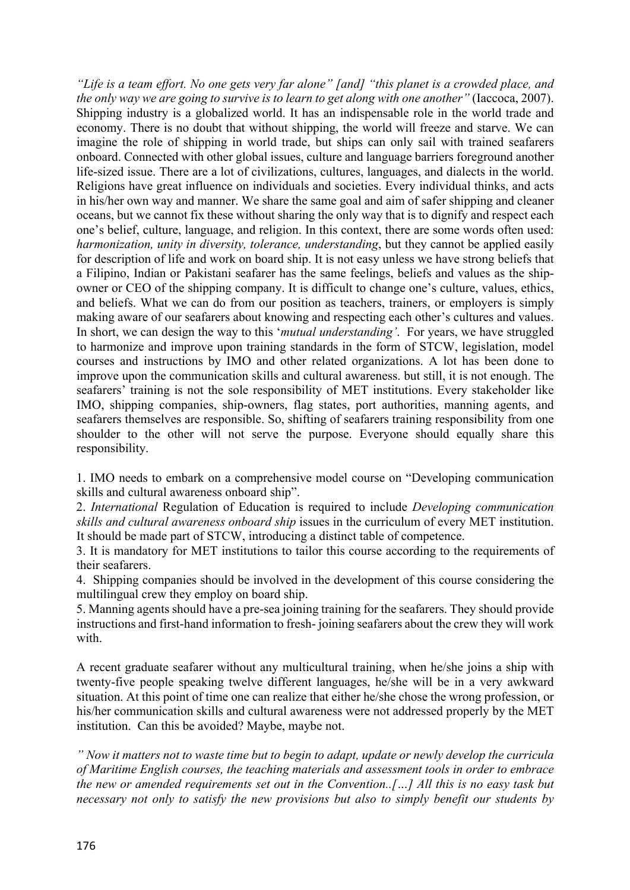*"Life is a team effort. No one gets very far alone" [and] "this planet is a crowded place, and the only way we are going to survive is to learn to get along with one another"* (Iaccoca, 2007). Shipping industry is a globalized world. It has an indispensable role in the world trade and economy. There is no doubt that without shipping, the world will freeze and starve. We can imagine the role of shipping in world trade, but ships can only sail with trained seafarers onboard. Connected with other global issues, culture and language barriers foreground another life-sized issue. There are a lot of civilizations, cultures, languages, and dialects in the world. Religions have great influence on individuals and societies. Every individual thinks, and acts in his/her own way and manner. We share the same goal and aim of safer shipping and cleaner oceans, but we cannot fix these without sharing the only way that is to dignify and respect each one's belief, culture, language, and religion. In this context, there are some words often used: *harmonization, unity in diversity, tolerance, understanding*, but they cannot be applied easily for description of life and work on board ship. It is not easy unless we have strong beliefs that a Filipino, Indian or Pakistani seafarer has the same feelings, beliefs and values as the ship-owner or CEO of the shipping company. It is difficult to change one's culture, values, ethics, and beliefs. What we can do from our position as teachers, trainers, or employers is simply making aware of our seafarers about knowing and respecting each other's cultures and values. In short, we can design the way to this '*mutual understanding'*. For years, we have struggled to harmonize and improve upon training standards in the form of STCW, legislation, model courses and instructions by IMO and other related organizations. A lot has been done to improve upon the communication skills and cultural awareness. but still, it is not enough. The seafarers' training is not the sole responsibility of MET institutions. Every stakeholder like IMO, shipping companies, ship-owners, flag states, port authorities, manning agents, and seafarers themselves are responsible. So, shifting of seafarers training responsibility from one shoulder to the other will not serve the purpose. Everyone should equally share this responsibility.

1. IMO needs to embark on a comprehensive model course on "Developing communication skills and cultural awareness onboard ship".
2. *International* Regulation of Education is required to include *Developing communication skills and cultural awareness onboard ship* issues in the curriculum of every MET institution. It should be made part of STCW, introducing a distinct table of competence.
3. It is mandatory for MET institutions to tailor this course according to the requirements of their seafarers.
4. Shipping companies should be involved in the development of this course considering the multilingual crew they employ on board ship.
5. Manning agents should have a pre-sea joining training for the seafarers. They should provide instructions and first-hand information to fresh- joining seafarers about the crew they will work with.

A recent graduate seafarer without any multicultural training, when he/she joins a ship with twenty-five people speaking twelve different languages, he/she will be in a very awkward situation. At this point of time one can realize that either he/she chose the wrong profession, or his/her communication skills and cultural awareness were not addressed properly by the MET institution. Can this be avoided? Maybe, maybe not.

*" Now it matters not to waste time but to begin to adapt, update or newly develop the curricula of Maritime English courses, the teaching materials and assessment tools in order to embrace the new or amended requirements set out in the Convention..[…] All this is no easy task but necessary not only to satisfy the new provisions but also to simply benefit our students by*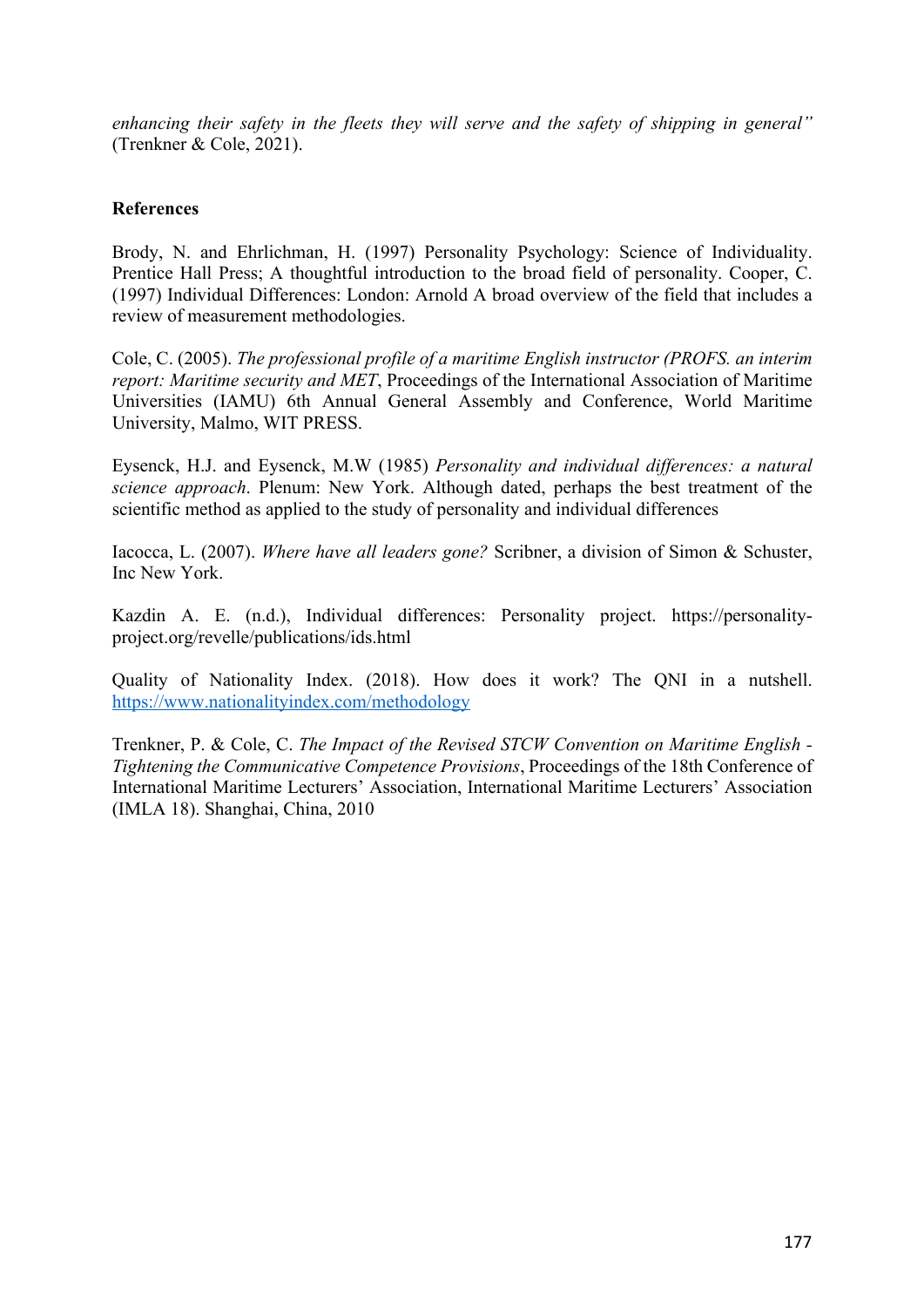*enhancing their safety in the fleets they will serve and the safety of shipping in general"* (Trenkner & Cole, 2021).

**References**

Brody, N. and Ehrlichman, H. (1997) Personality Psychology: Science of Individuality. Prentice Hall Press; A thoughtful introduction to the broad field of personality. Cooper, C. (1997) Individual Differences: London: Arnold A broad overview of the field that includes a review of measurement methodologies.

Cole, C. (2005). *The professional profile of a maritime English instructor (PROFS. an interim report: Maritime security and MET*, Proceedings of the International Association of Maritime Universities (IAMU) 6th Annual General Assembly and Conference, World Maritime University, Malmo, WIT PRESS.

Eysenck, H.J. and Eysenck, M.W (1985) *Personality and individual differences: a natural science approach*. Plenum: New York. Although dated, perhaps the best treatment of the scientific method as applied to the study of personality and individual differences

Iacocca, L. (2007). *Where have all leaders gone?* Scribner, a division of Simon & Schuster, Inc New York.

Kazdin A. E. (n.d.), Individual differences: Personality project. https://personality-project.org/revelle/publications/ids.html

Quality of Nationality Index. (2018). How does it work? The QNI in a nutshell. https://www.nationalityindex.com/methodology

Trenkner, P. & Cole, C. *The Impact of the Revised STCW Convention on Maritime English - Tightening the Communicative Competence Provisions*, Proceedings of the 18th Conference of International Maritime Lecturers' Association, International Maritime Lecturers' Association (IMLA 18). Shanghai, China, 2010